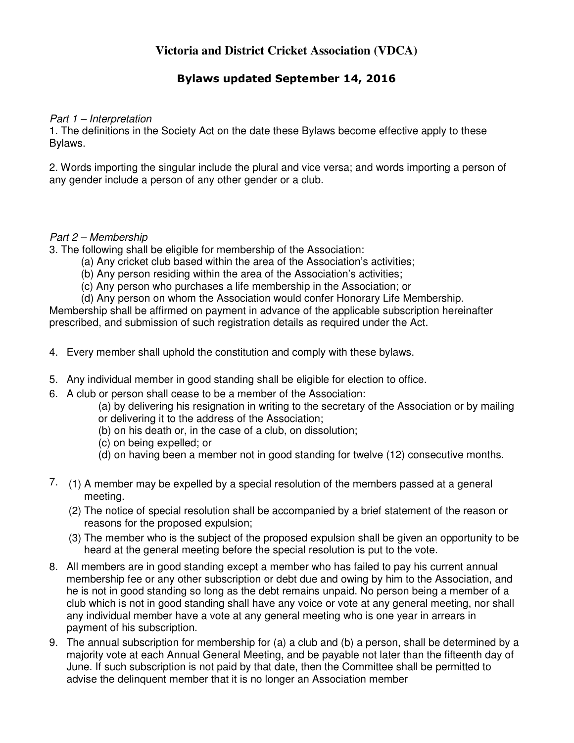# Victoria and District Cricket Association (VDCA)

## Bylaws updated September 14, 2016

*Part 1 – Interpretation*

1. The definitions in the Society Act on the date these Bylaws become effective apply to these Bylaws.

2. Words importing the singular include the plural and vice versa; and words importing a person of any gender include a person of any other gender or a club.

*Part 2 – Membership*

3. The following shall be eligible for membership of the Association:
   (a) Any cricket club based within the area of the Association's activities;
   (b) Any person residing within the area of the Association's activities;
   (c) Any person who purchases a life membership in the Association; or
   (d) Any person on whom the Association would confer Honorary Life Membership.

Membership shall be affirmed on payment in advance of the applicable subscription hereinafter prescribed, and submission of such registration details as required under the Act.

4. Every member shall uphold the constitution and comply with these bylaws.

5. Any individual member in good standing shall be eligible for election to office.

6. A club or person shall cease to be a member of the Association:
   (a) by delivering his resignation in writing to the secretary of the Association or by mailing or delivering it to the address of the Association;
   (b) on his death or, in the case of a club, on dissolution;
   (c) on being expelled; or
   (d) on having been a member not in good standing for twelve (12) consecutive months.

7. (1) A member may be expelled by a special resolution of the members passed at a general meeting.
   (2) The notice of special resolution shall be accompanied by a brief statement of the reason or reasons for the proposed expulsion;
   (3) The member who is the subject of the proposed expulsion shall be given an opportunity to be heard at the general meeting before the special resolution is put to the vote.

8. All members are in good standing except a member who has failed to pay his current annual membership fee or any other subscription or debt due and owing by him to the Association, and he is not in good standing so long as the debt remains unpaid. No person being a member of a club which is not in good standing shall have any voice or vote at any general meeting, nor shall any individual member have a vote at any general meeting who is one year in arrears in payment of his subscription.

9. The annual subscription for membership for (a) a club and (b) a person, shall be determined by a majority vote at each Annual General Meeting, and be payable not later than the fifteenth day of June. If such subscription is not paid by that date, then the Committee shall be permitted to advise the delinquent member that it is no longer an Association member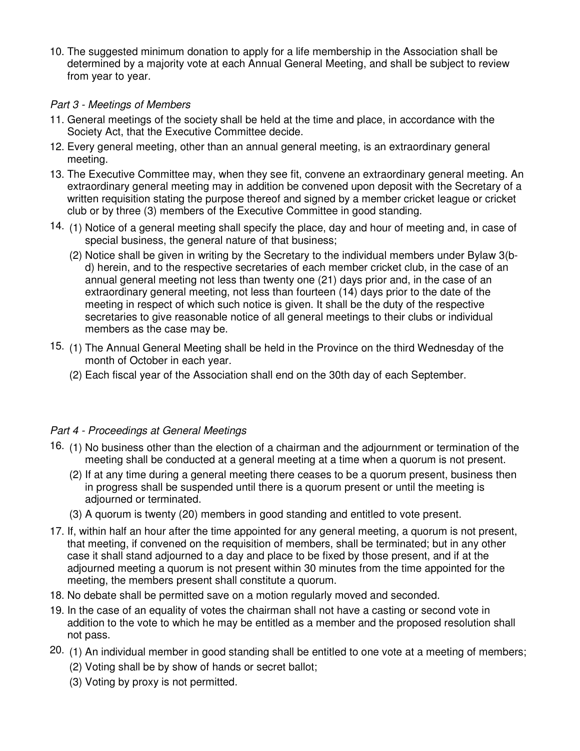10. The suggested minimum donation to apply for a life membership in the Association shall be determined by a majority vote at each Annual General Meeting, and shall be subject to review from year to year.

*Part 3 - Meetings of Members*

11. General meetings of the society shall be held at the time and place, in accordance with the Society Act, that the Executive Committee decide.
12. Every general meeting, other than an annual general meeting, is an extraordinary general meeting.
13. The Executive Committee may, when they see fit, convene an extraordinary general meeting. An extraordinary general meeting may in addition be convened upon deposit with the Secretary of a written requisition stating the purpose thereof and signed by a member cricket league or cricket club or by three (3) members of the Executive Committee in good standing.
14. (1) Notice of a general meeting shall specify the place, day and hour of meeting and, in case of special business, the general nature of that business;

    (2) Notice shall be given in writing by the Secretary to the individual members under Bylaw 3(b-d) herein, and to the respective secretaries of each member cricket club, in the case of an annual general meeting not less than twenty one (21) days prior and, in the case of an extraordinary general meeting, not less than fourteen (14) days prior to the date of the meeting in respect of which such notice is given. It shall be the duty of the respective secretaries to give reasonable notice of all general meetings to their clubs or individual members as the case may be.
15. (1) The Annual General Meeting shall be held in the Province on the third Wednesday of the month of October in each year.

    (2) Each fiscal year of the Association shall end on the 30th day of each September.

*Part 4 - Proceedings at General Meetings*

16. (1) No business other than the election of a chairman and the adjournment or termination of the meeting shall be conducted at a general meeting at a time when a quorum is not present.

    (2) If at any time during a general meeting there ceases to be a quorum present, business then in progress shall be suspended until there is a quorum present or until the meeting is adjourned or terminated.

    (3) A quorum is twenty (20) members in good standing and entitled to vote present.
17. If, within half an hour after the time appointed for any general meeting, a quorum is not present, that meeting, if convened on the requisition of members, shall be terminated; but in any other case it shall stand adjourned to a day and place to be fixed by those present, and if at the adjourned meeting a quorum is not present within 30 minutes from the time appointed for the meeting, the members present shall constitute a quorum.
18. No debate shall be permitted save on a motion regularly moved and seconded.
19. In the case of an equality of votes the chairman shall not have a casting or second vote in addition to the vote to which he may be entitled as a member and the proposed resolution shall not pass.
20. (1) An individual member in good standing shall be entitled to one vote at a meeting of members;

    (2) Voting shall be by show of hands or secret ballot;

    (3) Voting by proxy is not permitted.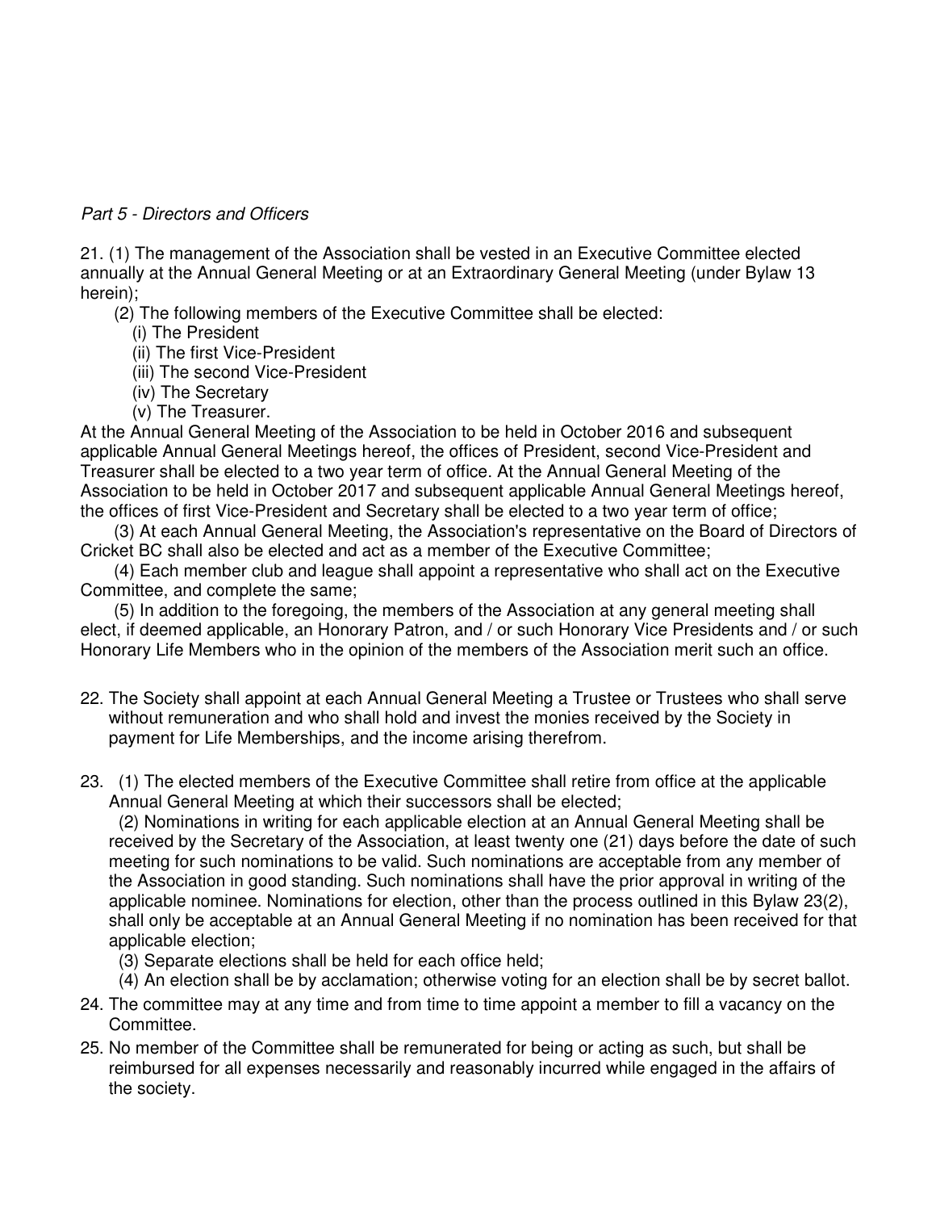*Part 5 - Directors and Officers*

21. (1) The management of the Association shall be vested in an Executive Committee elected annually at the Annual General Meeting or at an Extraordinary General Meeting (under Bylaw 13 herein);

(2) The following members of the Executive Committee shall be elected:

(i) The President

(ii) The first Vice-President

(iii) The second Vice-President

(iv) The Secretary

(v) The Treasurer.

At the Annual General Meeting of the Association to be held in October 2016 and subsequent applicable Annual General Meetings hereof, the offices of President, second Vice-President and Treasurer shall be elected to a two year term of office. At the Annual General Meeting of the Association to be held in October 2017 and subsequent applicable Annual General Meetings hereof, the offices of first Vice-President and Secretary shall be elected to a two year term of office;

(3) At each Annual General Meeting, the Association's representative on the Board of Directors of Cricket BC shall also be elected and act as a member of the Executive Committee;

(4) Each member club and league shall appoint a representative who shall act on the Executive Committee, and complete the same;

(5) In addition to the foregoing, the members of the Association at any general meeting shall elect, if deemed applicable, an Honorary Patron, and / or such Honorary Vice Presidents and / or such Honorary Life Members who in the opinion of the members of the Association merit such an office.

22. The Society shall appoint at each Annual General Meeting a Trustee or Trustees who shall serve without remuneration and who shall hold and invest the monies received by the Society in payment for Life Memberships, and the income arising therefrom.

23. (1) The elected members of the Executive Committee shall retire from office at the applicable Annual General Meeting at which their successors shall be elected;

(2) Nominations in writing for each applicable election at an Annual General Meeting shall be received by the Secretary of the Association, at least twenty one (21) days before the date of such meeting for such nominations to be valid. Such nominations are acceptable from any member of the Association in good standing. Such nominations shall have the prior approval in writing of the applicable nominee. Nominations for election, other than the process outlined in this Bylaw 23(2), shall only be acceptable at an Annual General Meeting if no nomination has been received for that applicable election;

(3) Separate elections shall be held for each office held;

(4) An election shall be by acclamation; otherwise voting for an election shall be by secret ballot.

24. The committee may at any time and from time to time appoint a member to fill a vacancy on the Committee.

25. No member of the Committee shall be remunerated for being or acting as such, but shall be reimbursed for all expenses necessarily and reasonably incurred while engaged in the affairs of the society.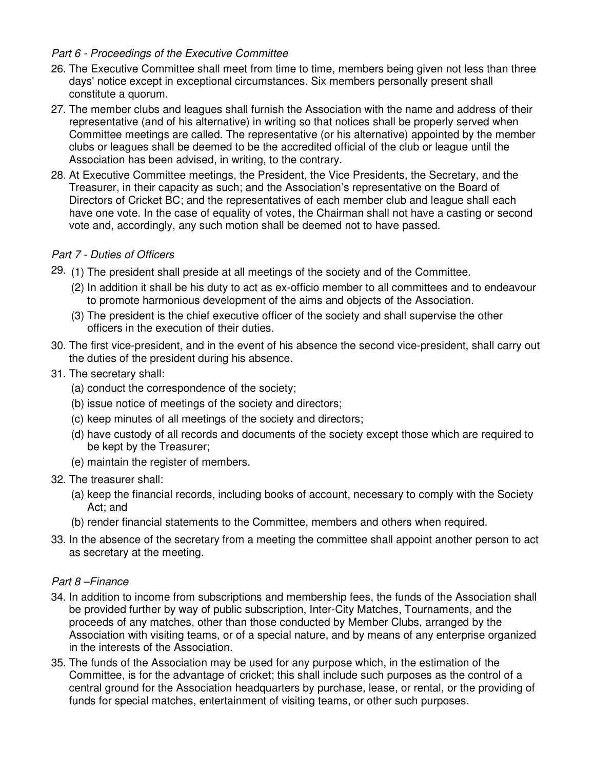*Part 6 - Proceedings of the Executive Committee*

26. The Executive Committee shall meet from time to time, members being given not less than three days' notice except in exceptional circumstances. Six members personally present shall constitute a quorum.
27. The member clubs and leagues shall furnish the Association with the name and address of their representative (and of his alternative) in writing so that notices shall be properly served when Committee meetings are called. The representative (or his alternative) appointed by the member clubs or leagues shall be deemed to be the accredited official of the club or league until the Association has been advised, in writing, to the contrary.
28. At Executive Committee meetings, the President, the Vice Presidents, the Secretary, and the Treasurer, in their capacity as such; and the Association's representative on the Board of Directors of Cricket BC; and the representatives of each member club and league shall each have one vote. In the case of equality of votes, the Chairman shall not have a casting or second vote and, accordingly, any such motion shall be deemed not to have passed.

*Part 7 - Duties of Officers*

29. (1) The president shall preside at all meetings of the society and of the Committee.
    (2) In addition it shall be his duty to act as ex-officio member to all committees and to endeavour to promote harmonious development of the aims and objects of the Association.
    (3) The president is the chief executive officer of the society and shall supervise the other officers in the execution of their duties.
30. The first vice-president, and in the event of his absence the second vice-president, shall carry out the duties of the president during his absence.
31. The secretary shall:
    (a) conduct the correspondence of the society;
    (b) issue notice of meetings of the society and directors;
    (c) keep minutes of all meetings of the society and directors;
    (d) have custody of all records and documents of the society except those which are required to be kept by the Treasurer;
    (e) maintain the register of members.
32. The treasurer shall:
    (a) keep the financial records, including books of account, necessary to comply with the Society Act; and
    (b) render financial statements to the Committee, members and others when required.
33. In the absence of the secretary from a meeting the committee shall appoint another person to act as secretary at the meeting.

*Part 8 –Finance*

34. In addition to income from subscriptions and membership fees, the funds of the Association shall be provided further by way of public subscription, Inter-City Matches, Tournaments, and the proceeds of any matches, other than those conducted by Member Clubs, arranged by the Association with visiting teams, or of a special nature, and by means of any enterprise organized in the interests of the Association.
35. The funds of the Association may be used for any purpose which, in the estimation of the Committee, is for the advantage of cricket; this shall include such purposes as the control of a central ground for the Association headquarters by purchase, lease, or rental, or the providing of funds for special matches, entertainment of visiting teams, or other such purposes.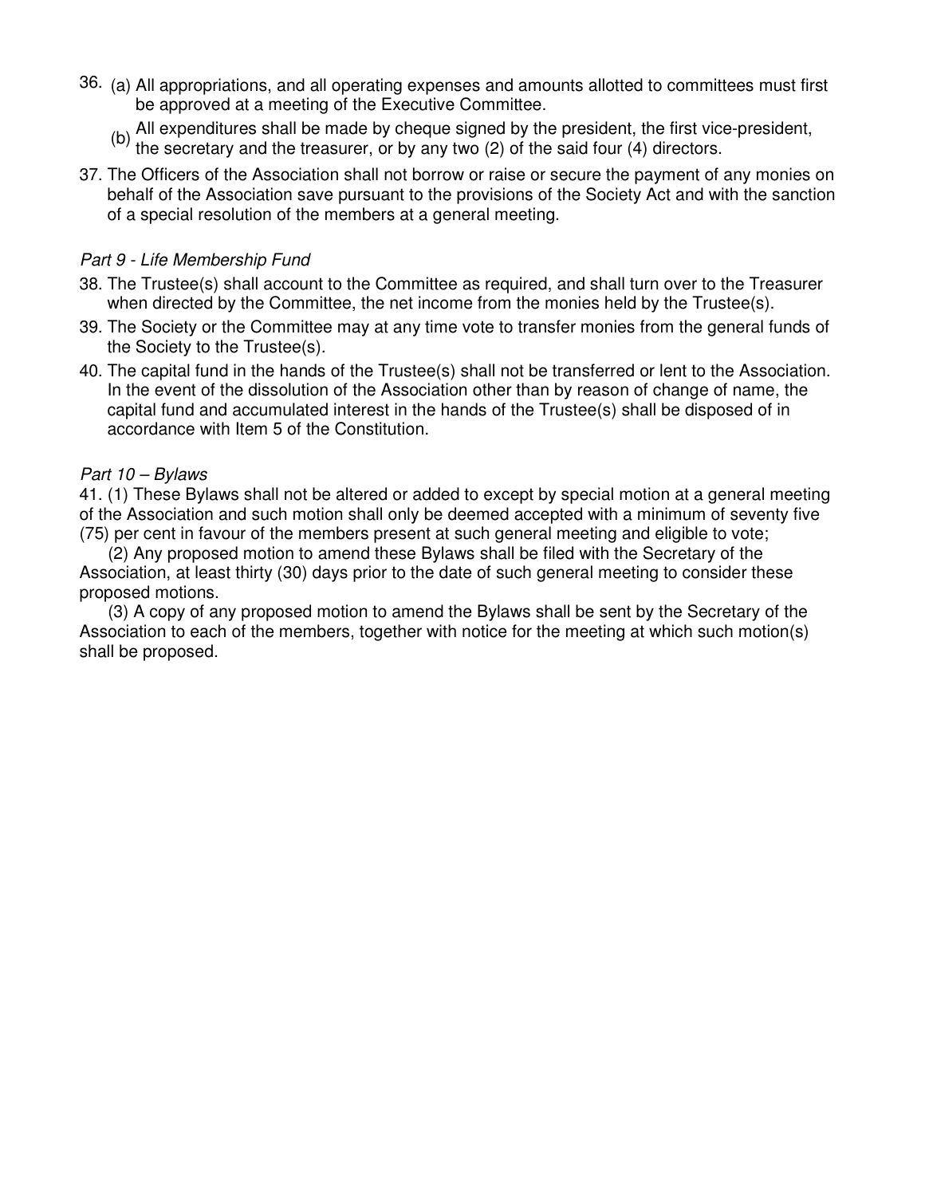36. (a) All appropriations, and all operating expenses and amounts allotted to committees must first be approved at a meeting of the Executive Committee.

    (b) All expenditures shall be made by cheque signed by the president, the first vice-president, the secretary and the treasurer, or by any two (2) of the said four (4) directors.

37. The Officers of the Association shall not borrow or raise or secure the payment of any monies on behalf of the Association save pursuant to the provisions of the Society Act and with the sanction of a special resolution of the members at a general meeting.

*Part 9 - Life Membership Fund*

38. The Trustee(s) shall account to the Committee as required, and shall turn over to the Treasurer when directed by the Committee, the net income from the monies held by the Trustee(s).
39. The Society or the Committee may at any time vote to transfer monies from the general funds of the Society to the Trustee(s).
40. The capital fund in the hands of the Trustee(s) shall not be transferred or lent to the Association. In the event of the dissolution of the Association other than by reason of change of name, the capital fund and accumulated interest in the hands of the Trustee(s) shall be disposed of in accordance with Item 5 of the Constitution.

*Part 10 – Bylaws*

41. (1) These Bylaws shall not be altered or added to except by special motion at a general meeting of the Association and such motion shall only be deemed accepted with a minimum of seventy five (75) per cent in favour of the members present at such general meeting and eligible to vote;

(2) Any proposed motion to amend these Bylaws shall be filed with the Secretary of the Association, at least thirty (30) days prior to the date of such general meeting to consider these proposed motions.

(3) A copy of any proposed motion to amend the Bylaws shall be sent by the Secretary of the Association to each of the members, together with notice for the meeting at which such motion(s) shall be proposed.